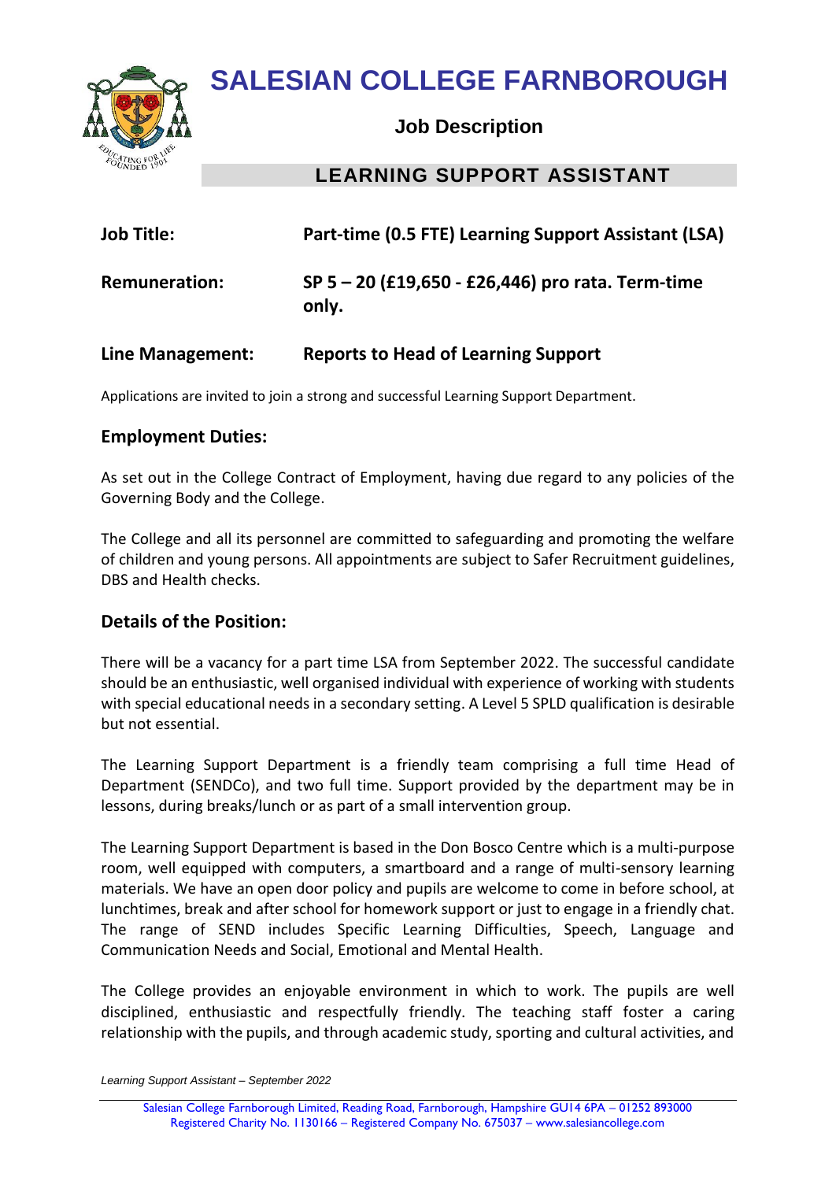# SALESIAN COLLEGE FARNBOROUGH

## Job Description

## LEARNING SUPPORT ASSISTANT

| | |
|---|---|
| **Job Title:** | **Part-time (0.5 FTE) Learning Support Assistant (LSA)** |
| **Remuneration:** | **SP 5 – 20 (£19,650 - £26,446) pro rata. Term-time only.** |
| **Line Management:** | **Reports to Head of Learning Support** |

Applications are invited to join a strong and successful Learning Support Department.

### Employment Duties:

As set out in the College Contract of Employment, having due regard to any policies of the Governing Body and the College.

The College and all its personnel are committed to safeguarding and promoting the welfare of children and young persons. All appointments are subject to Safer Recruitment guidelines, DBS and Health checks.

### Details of the Position:

There will be a vacancy for a part time LSA from September 2022. The successful candidate should be an enthusiastic, well organised individual with experience of working with students with special educational needs in a secondary setting. A Level 5 SPLD qualification is desirable but not essential.

The Learning Support Department is a friendly team comprising a full time Head of Department (SENDCo), and two full time. Support provided by the department may be in lessons, during breaks/lunch or as part of a small intervention group.

The Learning Support Department is based in the Don Bosco Centre which is a multi-purpose room, well equipped with computers, a smartboard and a range of multi-sensory learning materials. We have an open door policy and pupils are welcome to come in before school, at lunchtimes, break and after school for homework support or just to engage in a friendly chat. The range of SEND includes Specific Learning Difficulties, Speech, Language and Communication Needs and Social, Emotional and Mental Health.

The College provides an enjoyable environment in which to work. The pupils are well disciplined, enthusiastic and respectfully friendly. The teaching staff foster a caring relationship with the pupils, and through academic study, sporting and cultural activities, and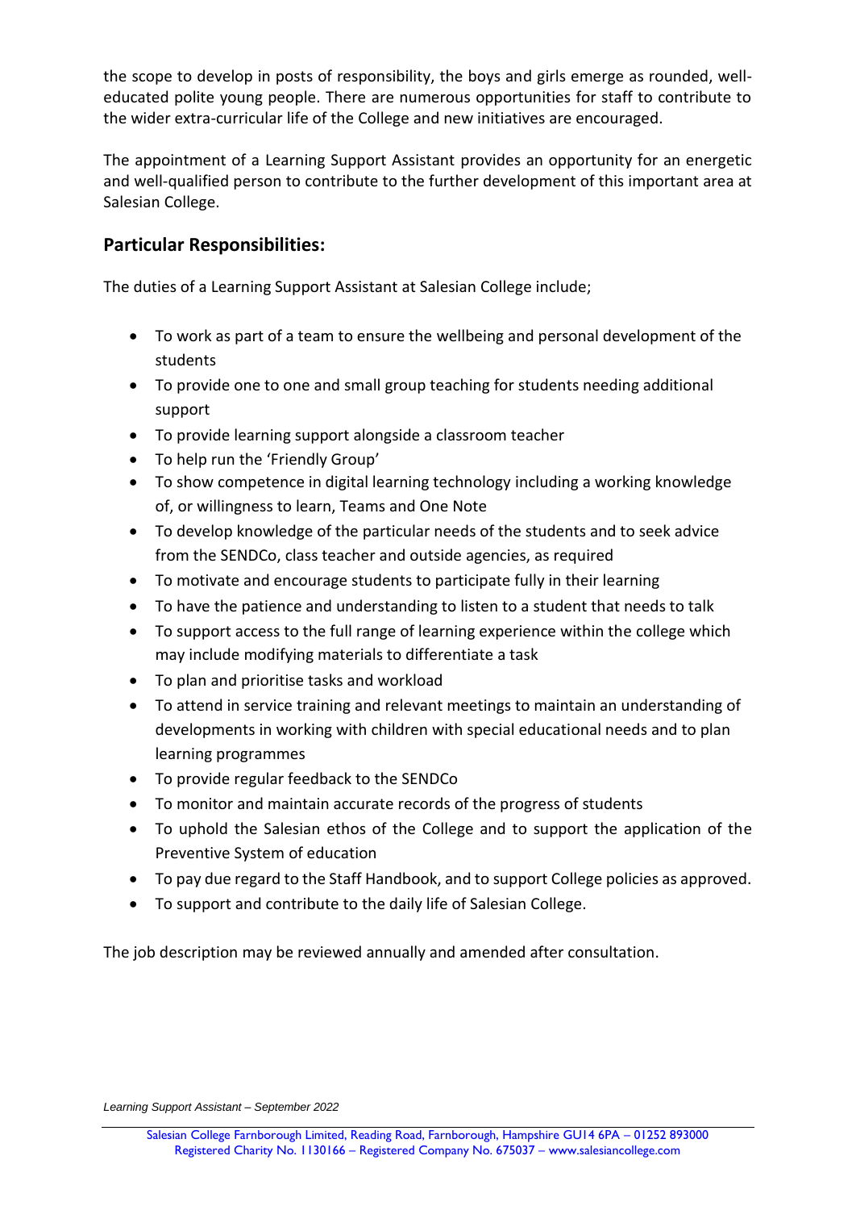the scope to develop in posts of responsibility, the boys and girls emerge as rounded, well-educated polite young people. There are numerous opportunities for staff to contribute to the wider extra-curricular life of the College and new initiatives are encouraged.

The appointment of a Learning Support Assistant provides an opportunity for an energetic and well-qualified person to contribute to the further development of this important area at Salesian College.

## Particular Responsibilities:

The duties of a Learning Support Assistant at Salesian College include;

- To work as part of a team to ensure the wellbeing and personal development of the students
- To provide one to one and small group teaching for students needing additional support
- To provide learning support alongside a classroom teacher
- To help run the 'Friendly Group'
- To show competence in digital learning technology including a working knowledge of, or willingness to learn, Teams and One Note
- To develop knowledge of the particular needs of the students and to seek advice from the SENDCo, class teacher and outside agencies, as required
- To motivate and encourage students to participate fully in their learning
- To have the patience and understanding to listen to a student that needs to talk
- To support access to the full range of learning experience within the college which may include modifying materials to differentiate a task
- To plan and prioritise tasks and workload
- To attend in service training and relevant meetings to maintain an understanding of developments in working with children with special educational needs and to plan learning programmes
- To provide regular feedback to the SENDCo
- To monitor and maintain accurate records of the progress of students
- To uphold the Salesian ethos of the College and to support the application of the Preventive System of education
- To pay due regard to the Staff Handbook, and to support College policies as approved.
- To support and contribute to the daily life of Salesian College.

The job description may be reviewed annually and amended after consultation.